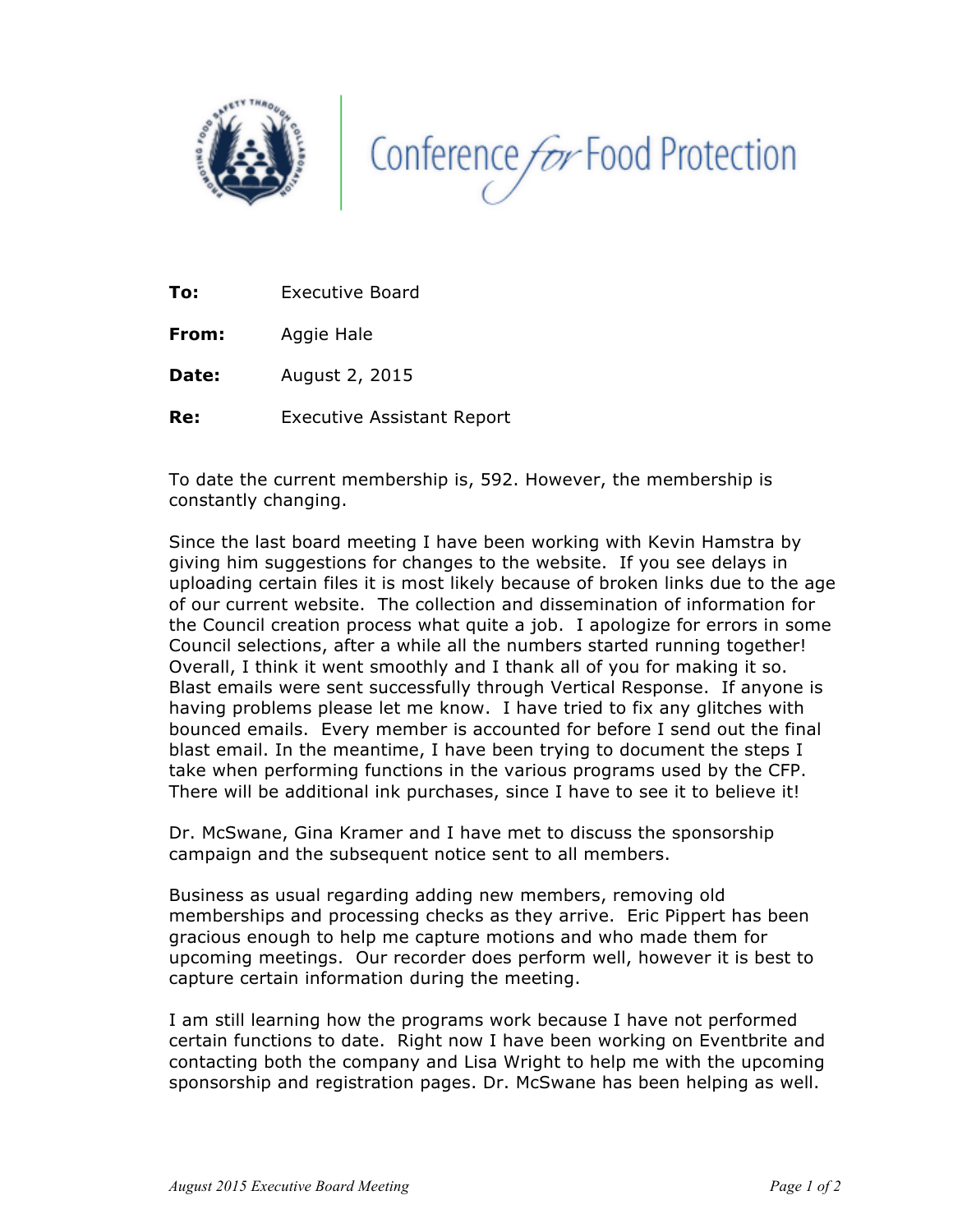Conference for Food Protection

**To:** Executive Board

**From:** Aggie Hale

**Date:** August 2, 2015

**Re:** Executive Assistant Report

To date the current membership is, 592. However, the membership is constantly changing.

Since the last board meeting I have been working with Kevin Hamstra by giving him suggestions for changes to the website. If you see delays in uploading certain files it is most likely because of broken links due to the age of our current website. The collection and dissemination of information for the Council creation process what quite a job. I apologize for errors in some Council selections, after a while all the numbers started running together! Overall, I think it went smoothly and I thank all of you for making it so. Blast emails were sent successfully through Vertical Response. If anyone is having problems please let me know. I have tried to fix any glitches with bounced emails. Every member is accounted for before I send out the final blast email. In the meantime, I have been trying to document the steps I take when performing functions in the various programs used by the CFP. There will be additional ink purchases, since I have to see it to believe it!

Dr. McSwane, Gina Kramer and I have met to discuss the sponsorship campaign and the subsequent notice sent to all members.

Business as usual regarding adding new members, removing old memberships and processing checks as they arrive. Eric Pippert has been gracious enough to help me capture motions and who made them for upcoming meetings. Our recorder does perform well, however it is best to capture certain information during the meeting.

I am still learning how the programs work because I have not performed certain functions to date. Right now I have been working on Eventbrite and contacting both the company and Lisa Wright to help me with the upcoming sponsorship and registration pages. Dr. McSwane has been helping as well.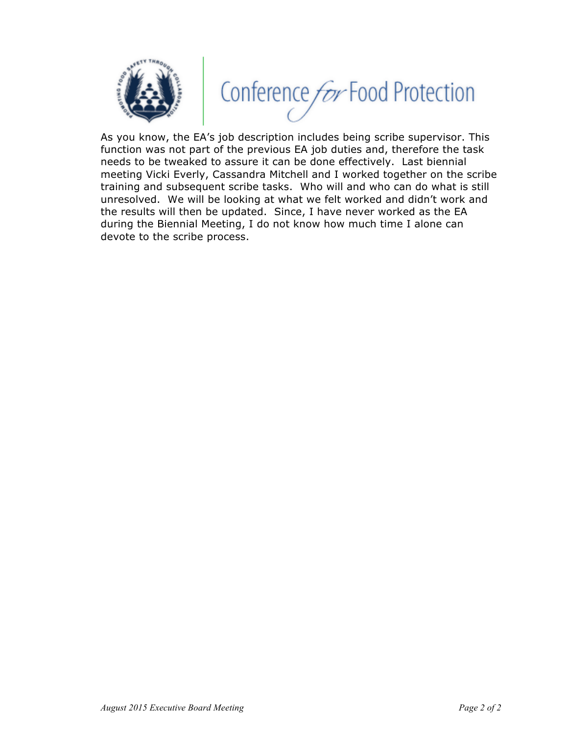As you know, the EA's job description includes being scribe supervisor. This function was not part of the previous EA job duties and, therefore the task needs to be tweaked to assure it can be done effectively. Last biennial meeting Vicki Everly, Cassandra Mitchell and I worked together on the scribe training and subsequent scribe tasks. Who will and who can do what is still unresolved. We will be looking at what we felt worked and didn't work and the results will then be updated. Since, I have never worked as the EA during the Biennial Meeting, I do not know how much time I alone can devote to the scribe process.